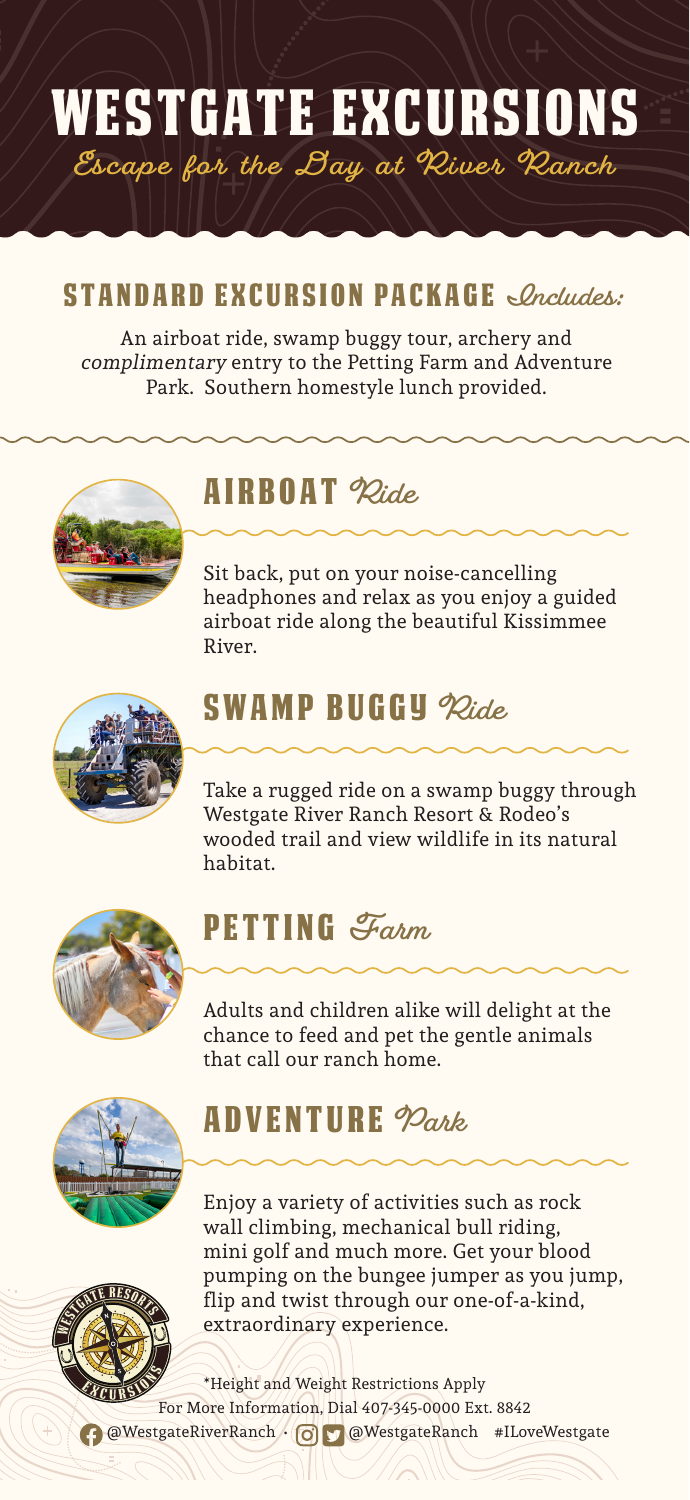# WESTGATE EXCURSIONS

*Escape for the Day at River Ranch*

## STANDARD EXCURSION PACKAGE *Includes:*

An airboat ride, swamp buggy tour, archery and *complimentary* entry to the Petting Farm and Adventure Park. Southern homestyle lunch provided.

## AIRBOAT *Ride*

Sit back, put on your noise-cancelling headphones and relax as you enjoy a guided airboat ride along the beautiful Kissimmee River.

## SWAMP BUGGY *Ride*

Take a rugged ride on a swamp buggy through Westgate River Ranch Resort & Rodeo's wooded trail and view wildlife in its natural habitat.

## PETTING *Farm*

Adults and children alike will delight at the chance to feed and pet the gentle animals that call our ranch home.

## ADVENTURE *Park*

Enjoy a variety of activities such as rock wall climbing, mechanical bull riding, mini golf and much more. Get your blood pumping on the bungee jumper as you jump, flip and twist through our one-of-a-kind, extraordinary experience.

*Height and Weight Restrictions Apply

For More Information, Dial 407-345-0000 Ext. 8842

@WestgateRiverRanch · @WestgateRanch #ILoveWestgate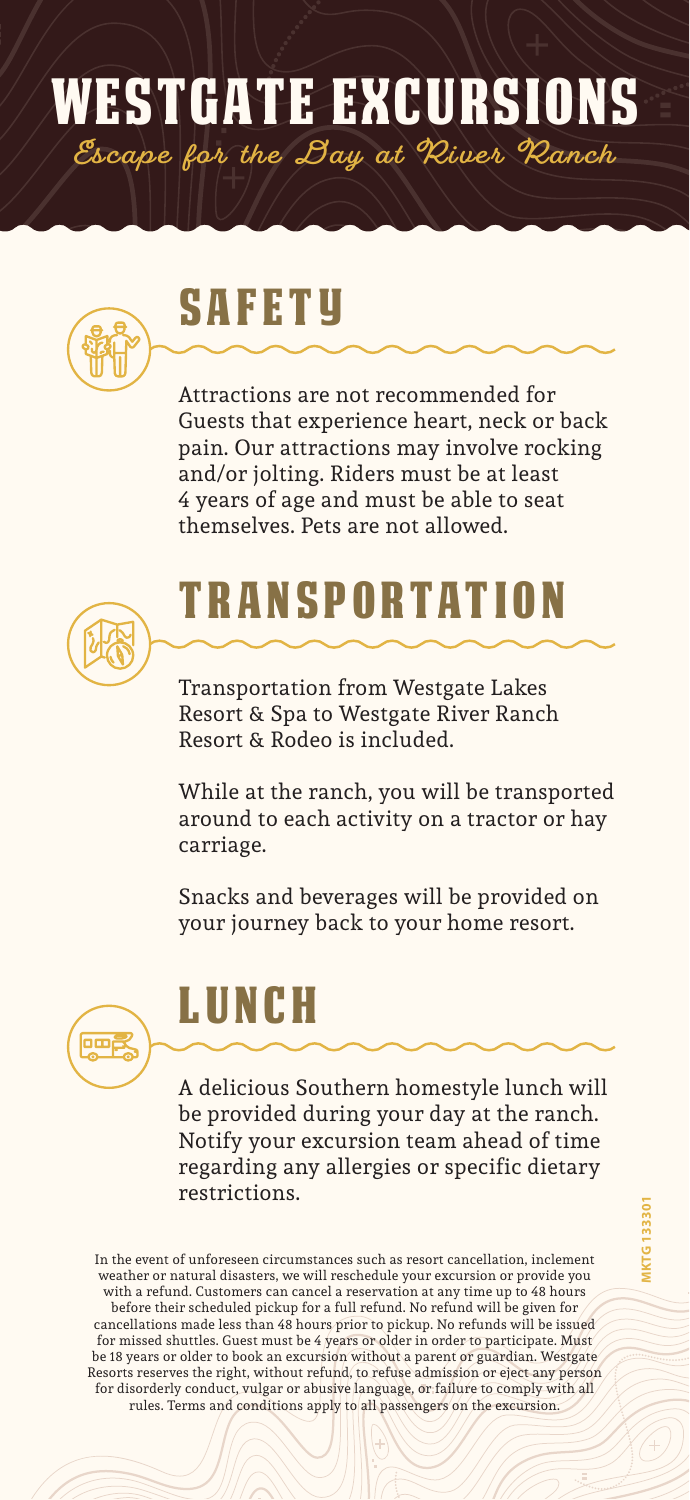# WESTGATE EXCURSIONS

*Escape for the Day at River Ranch*

## SAFETY

Attractions are not recommended for Guests that experience heart, neck or back pain. Our attractions may involve rocking and/or jolting. Riders must be at least 4 years of age and must be able to seat themselves. Pets are not allowed.

## TRANSPORTATION

Transportation from Westgate Lakes Resort & Spa to Westgate River Ranch Resort & Rodeo is included.

While at the ranch, you will be transported around to each activity on a tractor or hay carriage.

Snacks and beverages will be provided on your journey back to your home resort.

## LUNCH

A delicious Southern homestyle lunch will be provided during your day at the ranch. Notify your excursion team ahead of time regarding any allergies or specific dietary restrictions.

In the event of unforeseen circumstances such as resort cancellation, inclement weather or natural disasters, we will reschedule your excursion or provide you with a refund. Customers can cancel a reservation at any time up to 48 hours before their scheduled pickup for a full refund. No refund will be given for cancellations made less than 48 hours prior to pickup. No refunds will be issued for missed shuttles. Guest must be 4 years or older in order to participate. Must be 18 years or older to book an excursion without a parent or guardian. Westgate Resorts reserves the right, without refund, to refuse admission or eject any person for disorderly conduct, vulgar or abusive language, or failure to comply with all rules. Terms and conditions apply to all passengers on the excursion.

MKTG 133301